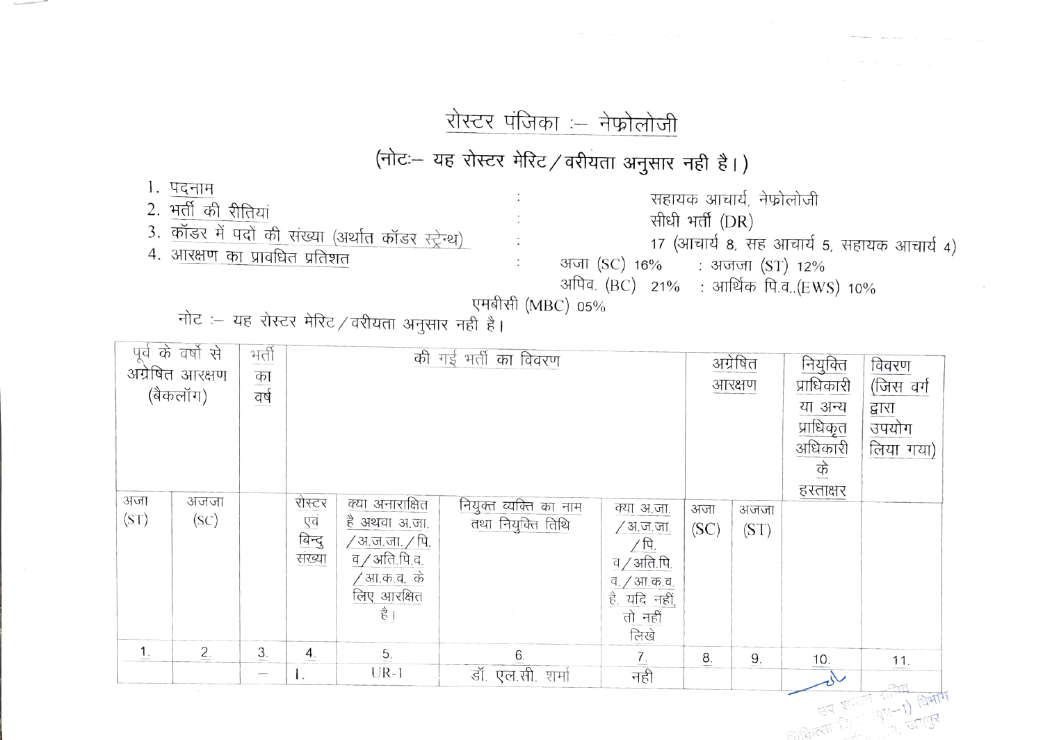# रोस्टर पंजिका :– नेफ्रोलोजी

(नोटः– यह रोस्टर मेरिट/वरीयता अनुसार नही है।)

1. पदनाम : सहायक आचार्य, नेफ्रोलोजी
2. भर्ती की रीतियां : सीधी भर्ती (DR)
3. कॉडर में पदों की संख्या (अर्थात कॉडर स्ट्रेन्थ) : 17 (आचार्य 8, सह आचार्य 5, सहायक आचार्य 4)
4. आरक्षण का प्रावधित प्रतिशत : अजा (SC) 16% : अजजा (ST) 12% अपिव. (BC) 21% : आर्थिक पि.व..(EWS) 10% एमबीसी (MBC) 05%

नोट :– यह रोस्टर मेरिट/वरीयता अनुसार नही है।

| पूर्व के वर्षो से अग्रेषित आरक्षण (बैकलॉग) | | भर्ती का वर्ष | की गई भर्ती का विवरण | | | | अग्रेषित आरक्षण | | नियुक्ति प्राधिकारी या अन्य प्राधिकृत अधिकारी के हस्ताक्षर | विवरण (जिस वर्ग द्वारा उपयोग लिया गया) |
|---|---|---|---|---|---|---|---|---|---|---|
| अजा (ST) | अजजा (SC) | | रोस्टर एवं बिन्दु संख्या | क्या अनाराक्षित है अथवा अ.जा./अ.ज.जा./पि.व/अति.पि.व./आ.क.व. के लिए आरक्षित है। | नियुक्त व्यक्ति का नाम तथा नियुक्ति तिथि | क्या अ.जा./अ.ज.जा./पि.व/अति.पि.व./आ.क.व. है, यदि नहीं, तो नहीं लिखे | अजा (SC) | अजजा (ST) | | |
| 1. | 2. | 3. | 4. | 5. | 6. | 7. | 8. | 9. | 10. | 11. |
| | | — | 1. | UR-1 | डॉ. एल.सी. शर्मा | नही | | | | |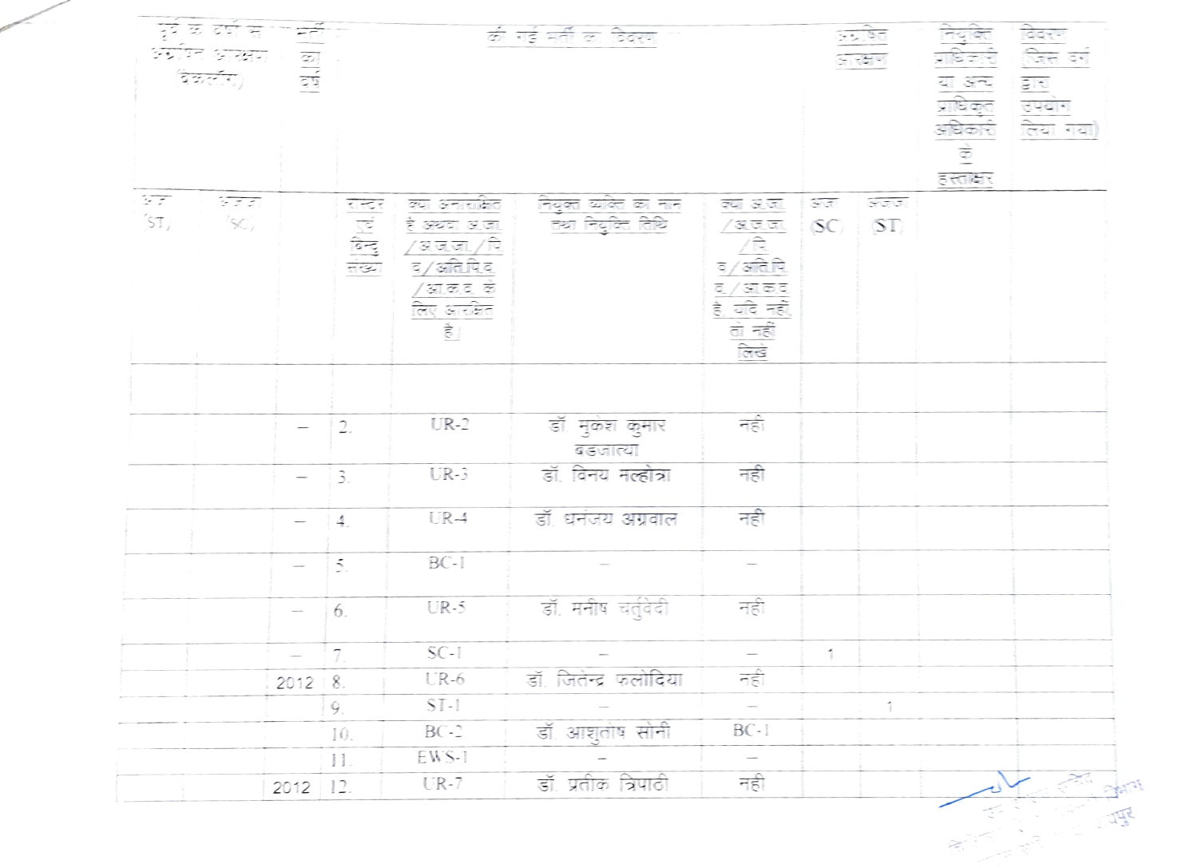| पूर्व के वर्ष से अग्रेषित आरक्षण (बैकलॉग) | | भर्ती का वर्ष | की गई भर्ती का विवरण | | | | अग्रेषित आरक्षण | | नियुक्ति प्राधिकारी या अन्य प्राधिकृत अधिकारी के हस्ताक्षर | विवरण (जिस वर्ग द्वारा उपयोग लिया गया) |
|---|---|---|---|---|---|---|---|---|---|---|
| अ.ज. (ST) | अ.ज.जा. (SC) | | रोस्टर एवं बिन्दु संख्या | क्या अनारक्षित है अथवा अ.जा./अ.ज.जा./पि.व./अति.पि.व./आ.क.व. के लिए आरक्षित है। | नियुक्त व्यक्ति का नाम तथा नियुक्ति तिथि | क्या अ.जा./अ.ज.जा./पि.व./अति.पि.व./आ.क.व. है, यदि नहीं, तो नहीं लिखें | अ.जा. (SC) | अ.ज.जा. (ST) | | |
| | | | | | | | | | | |
| | | – | 2. | UR-2 | डॉ. मुकेश कुमार बडजात्या | नही | | | | |
| | | – | 3. | UR-3 | डॉ. विनय मल्होत्रा | नही | | | | |
| | | – | 4. | UR-4 | डॉ. धनंजय अग्रवाल | नही | | | | |
| | | – | 5. | BC-1 | – | – | | | | |
| | | – | 6. | UR-5 | डॉ. मनीष चतुर्वेदी | नही | | | | |
| | | – | 7. | SC-1 | – | – | 1 | | | |
| | | 2012 | 8. | UR-6 | डॉ. जितेन्द्र फलोदिया | नही | | | | |
| | | | 9. | ST-1 | – | – | | 1 | | |
| | | | 10. | BC-2 | डॉ. आशुतोष सोनी | BC-1 | | | | |
| | | | 11. | EWS-1 | – | – | | | | |
| | | 2012 | 12. | UR-7 | डॉ. प्रतीक त्रिपाठी | नही | | | | |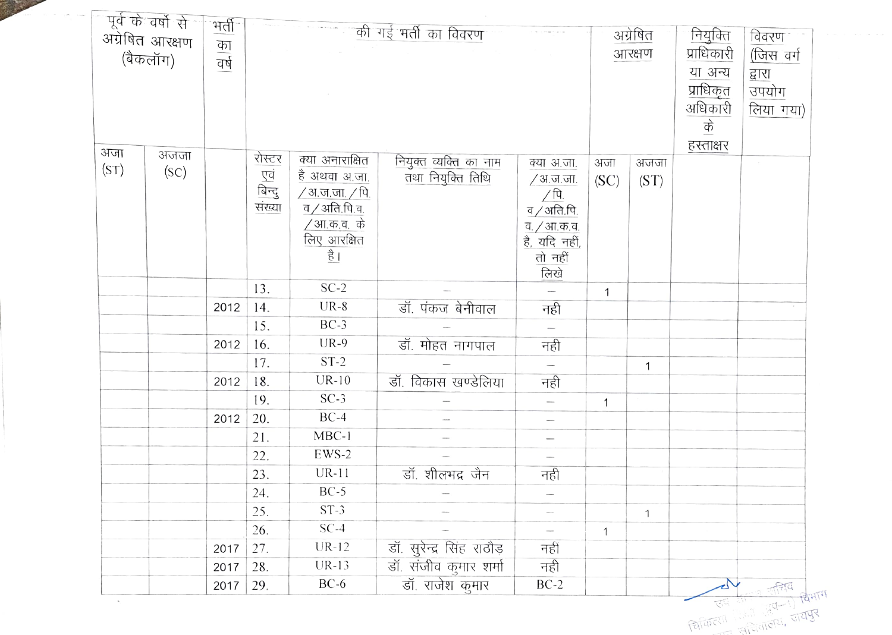| पूर्व के वर्षों से अग्रेषित आरक्षण (बैकलॉग) | | भर्ती का वर्ष | की गई भर्ती का विवरण | | | | अग्रेषित आरक्षण | | नियुक्ति प्राधिकारी या अन्य प्राधिकृत अधिकारी के हस्ताक्षर | विवरण (जिस वर्ग द्वारा उपयोग लिया गया) |
|---|---|---|---|---|---|---|---|---|---|---|
| अजा (ST) | अजजा (SC) | | रोस्टर एवं बिन्दु संख्या | क्या अनारक्षित है अथवा अ.जा./अ.ज.जा./पि.व/अति.पि.व./आ.क.व. के लिए आरक्षित है। | नियुक्त व्यक्ति का नाम तथा नियुक्ति तिथि | क्या अ.जा./अ.ज.जा./पि.व/अति.पि.व./आ.क.व. है, यदि नहीं, तो नहीं लिखे | अजा (SC) | अजजा (ST) | | |
| | | | 13. | SC-2 | – | – | 1 | | | |
| | | 2012 | 14. | UR-8 | डॉ. पंकज बेनीवाल | नही | | | | |
| | | | 15. | BC-3 | – | – | | | | |
| | | 2012 | 16. | UR-9 | डॉ. मोहत नागपाल | नही | | | | |
| | | | 17. | ST-2 | – | – | | 1 | | |
| | | 2012 | 18. | UR-10 | डॉ. विकास खण्डेलिया | नही | | | | |
| | | | 19. | SC-3 | – | – | 1 | | | |
| | | 2012 | 20. | BC-4 | – | – | | | | |
| | | | 21. | MBC-1 | – | – | | | | |
| | | | 22. | EWS-2 | – | – | | | | |
| | | | 23. | UR-11 | डॉ. शीलभद्र जैन | नही | | | | |
| | | | 24. | BC-5 | – | – | | | | |
| | | | 25. | ST-3 | – | – | | 1 | | |
| | | | 26. | SC-4 | – | – | 1 | | | |
| | | 2017 | 27. | UR-12 | डॉ. सुरेन्द्र सिंह राठौड़ | नही | | | | |
| | | 2017 | 28. | UR-13 | डॉ. संजीव कुमार शर्मा | नही | | | | |
| | | 2017 | 29. | BC-6 | डॉ. राजेश कुमार | BC-2 | | | | |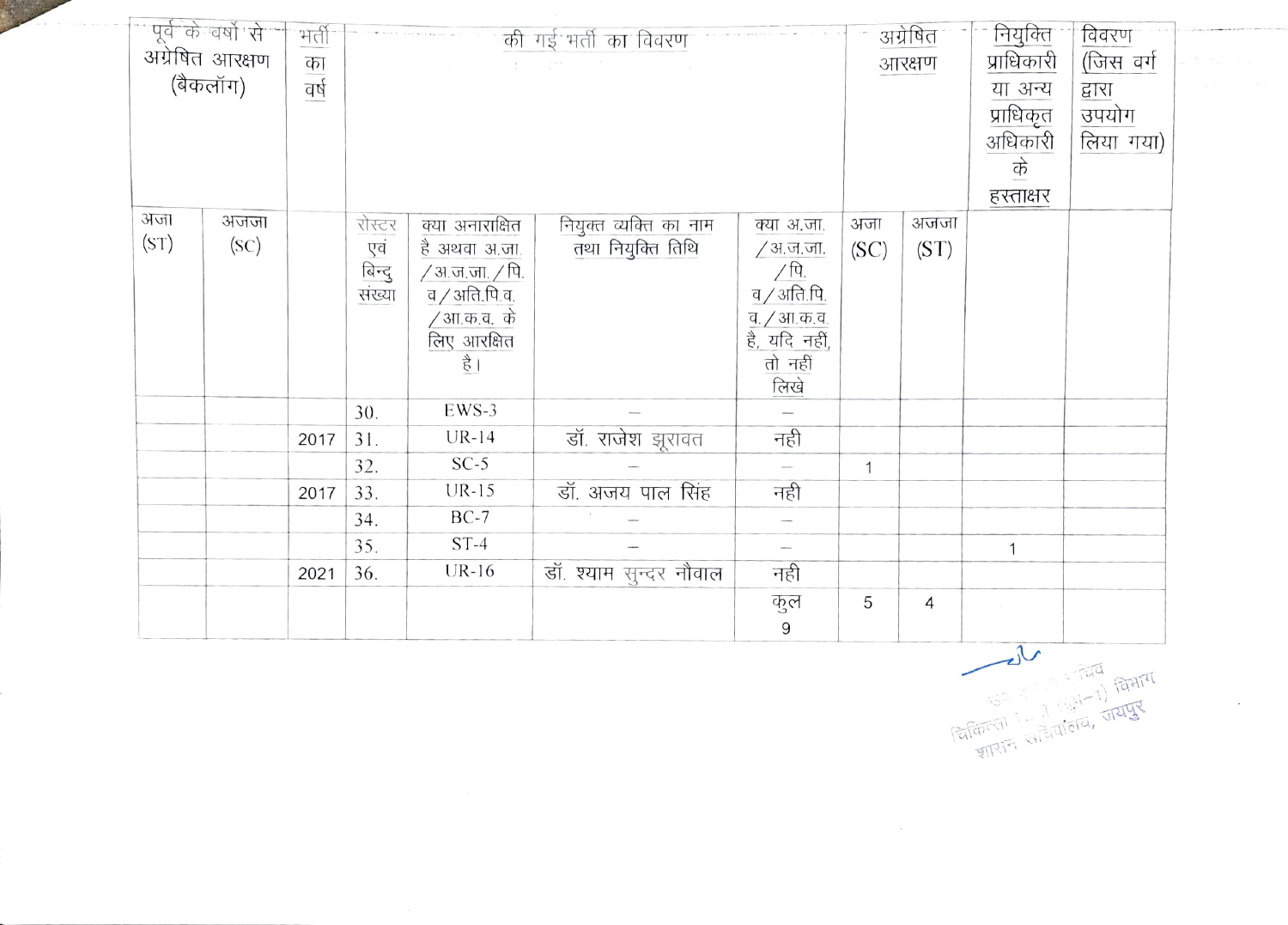| पूर्व के वर्षों से अग्रेषित आरक्षण (बैकलॉग) | | भर्ती का वर्ष | की गई भर्ती का विवरण | | | | अग्रेषित आरक्षण | | नियुक्ति प्राधिकारी या अन्य प्राधिकृत अधिकारी के हस्ताक्षर | विवरण (जिस वर्ग द्वारा उपयोग लिया गया) |
|---|---|---|---|---|---|---|---|---|---|---|
| अजा (ST) | अजजा (SC) | | रोस्टर एवं बिन्दु संख्या | क्या अनारक्षित है अथवा अ.जा. /अ.ज.जा. /पि. व/अति.पि.व. /आ.क.व. के लिए आरक्षित है। | नियुक्त व्यक्ति का नाम तथा नियुक्ति तिथि | क्या अ.जा. /अ.ज.जा. /पि. व/अति.पि. व./आ.क.व. है, यदि नहीं, तो नहीं लिखे | अजा (SC) | अजजा (ST) | | |
| | | | 30. | EWS-3 | — | — | | | | |
| | | 2017 | 31. | UR-14 | डॉ. राजेश झूरावत | नही | | | | |
| | | | 32. | SC-5 | — | — | 1 | | | |
| | | 2017 | 33. | UR-15 | डॉ. अजय पाल सिंह | नही | | | | |
| | | | 34. | BC-7 | — | — | | | | |
| | | | 35. | ST-4 | — | — | | | 1 | |
| | | 2021 | 36. | UR-16 | डॉ. श्याम सुन्दर नौवाल | नही | | | | |
| | | | | | | कुल 9 | 5 | 4 | | |

... सचिव
चिकित्सा ... (ग्रुप-1) विभाग
शासन सचिवालय, जयपुर